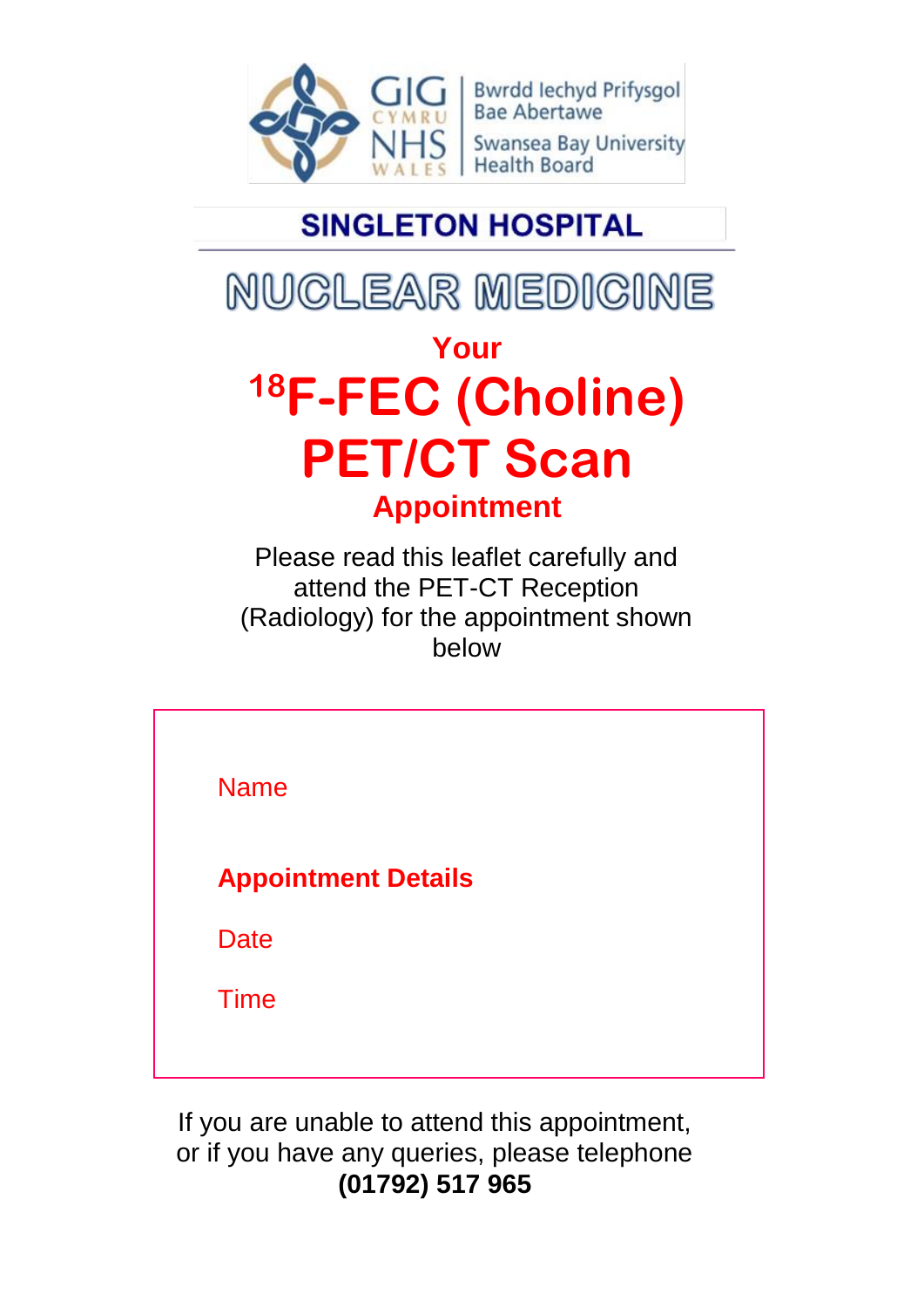GIG CYMRU NHS WALES | Bwrdd Iechyd Prifysgol Bae Abertawe | Swansea Bay University Health Board

**SINGLETON HOSPITAL**

# NUCLEAR MEDICINE

## Your

# $^{18}$F-FEC (Choline) PET/CT Scan

## Appointment

Please read this leaflet carefully and attend the PET-CT Reception (Radiology) for the appointment shown below

Name

**Appointment Details**

Date

Time

If you are unable to attend this appointment, or if you have any queries, please telephone **(01792) 517 965**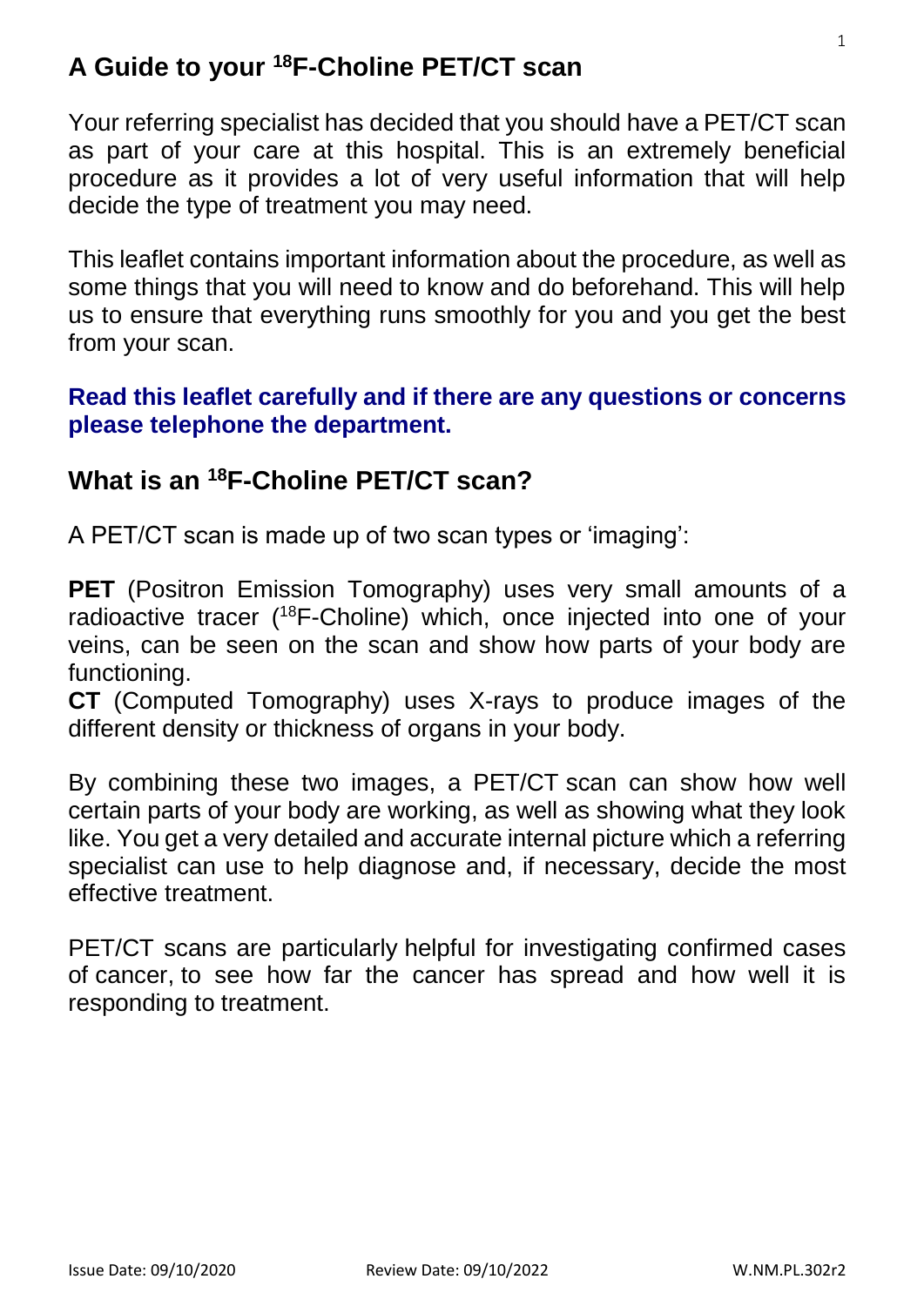# A Guide to your $^{18}$F-Choline PET/CT scan

Your referring specialist has decided that you should have a PET/CT scan as part of your care at this hospital. This is an extremely beneficial procedure as it provides a lot of very useful information that will help decide the type of treatment you may need.

This leaflet contains important information about the procedure, as well as some things that you will need to know and do beforehand. This will help us to ensure that everything runs smoothly for you and you get the best from your scan.

**Read this leaflet carefully and if there are any questions or concerns please telephone the department.**

## What is an $^{18}$F-Choline PET/CT scan?

A PET/CT scan is made up of two scan types or 'imaging':

**PET** (Positron Emission Tomography) uses very small amounts of a radioactive tracer ($^{18}$F-Choline) which, once injected into one of your veins, can be seen on the scan and show how parts of your body are functioning.
**CT** (Computed Tomography) uses X-rays to produce images of the different density or thickness of organs in your body.

By combining these two images, a PET/CT scan can show how well certain parts of your body are working, as well as showing what they look like. You get a very detailed and accurate internal picture which a referring specialist can use to help diagnose and, if necessary, decide the most effective treatment.

PET/CT scans are particularly helpful for investigating confirmed cases of cancer, to see how far the cancer has spread and how well it is responding to treatment.

Issue Date: 09/10/2020 Review Date: 09/10/2022 W.NM.PL.302r2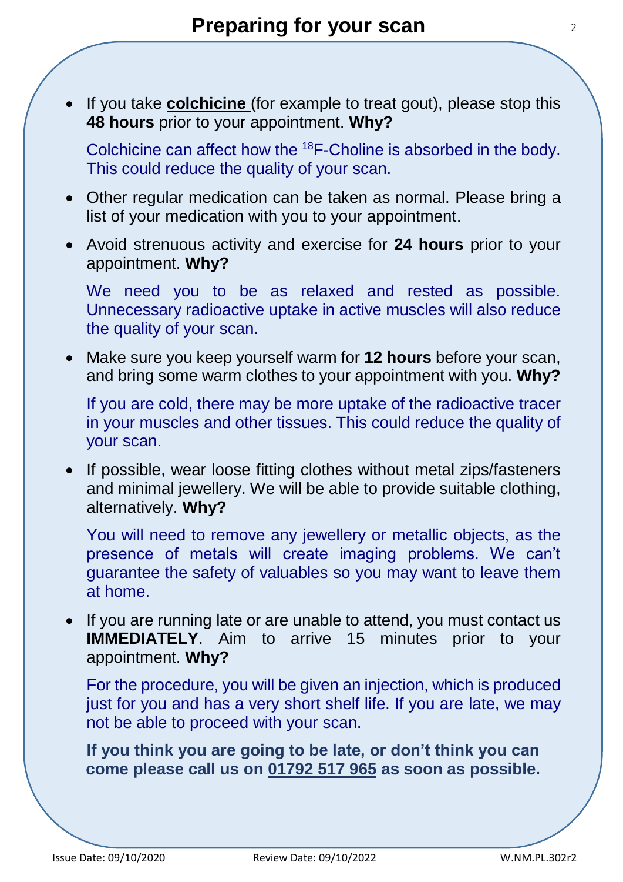# Preparing for your scan

- If you take **colchicine** (for example to treat gout), please stop this **48 hours** prior to your appointment. **Why?**

  Colchicine can affect how the $^{18}$F-Choline is absorbed in the body. This could reduce the quality of your scan.

- Other regular medication can be taken as normal. Please bring a list of your medication with you to your appointment.

- Avoid strenuous activity and exercise for **24 hours** prior to your appointment. **Why?**

  We need you to be as relaxed and rested as possible. Unnecessary radioactive uptake in active muscles will also reduce the quality of your scan.

- Make sure you keep yourself warm for **12 hours** before your scan, and bring some warm clothes to your appointment with you. **Why?**

  If you are cold, there may be more uptake of the radioactive tracer in your muscles and other tissues. This could reduce the quality of your scan.

- If possible, wear loose fitting clothes without metal zips/fasteners and minimal jewellery. We will be able to provide suitable clothing, alternatively. **Why?**

  You will need to remove any jewellery or metallic objects, as the presence of metals will create imaging problems. We can't guarantee the safety of valuables so you may want to leave them at home.

- If you are running late or are unable to attend, you must contact us **IMMEDIATELY**. Aim to arrive 15 minutes prior to your appointment. **Why?**

  For the procedure, you will be given an injection, which is produced just for you and has a very short shelf life. If you are late, we may not be able to proceed with your scan.

  **If you think you are going to be late, or don't think you can come please call us on 01792 517 965 as soon as possible.**

Issue Date: 09/10/2020 Review Date: 09/10/2022 W.NM.PL.302r2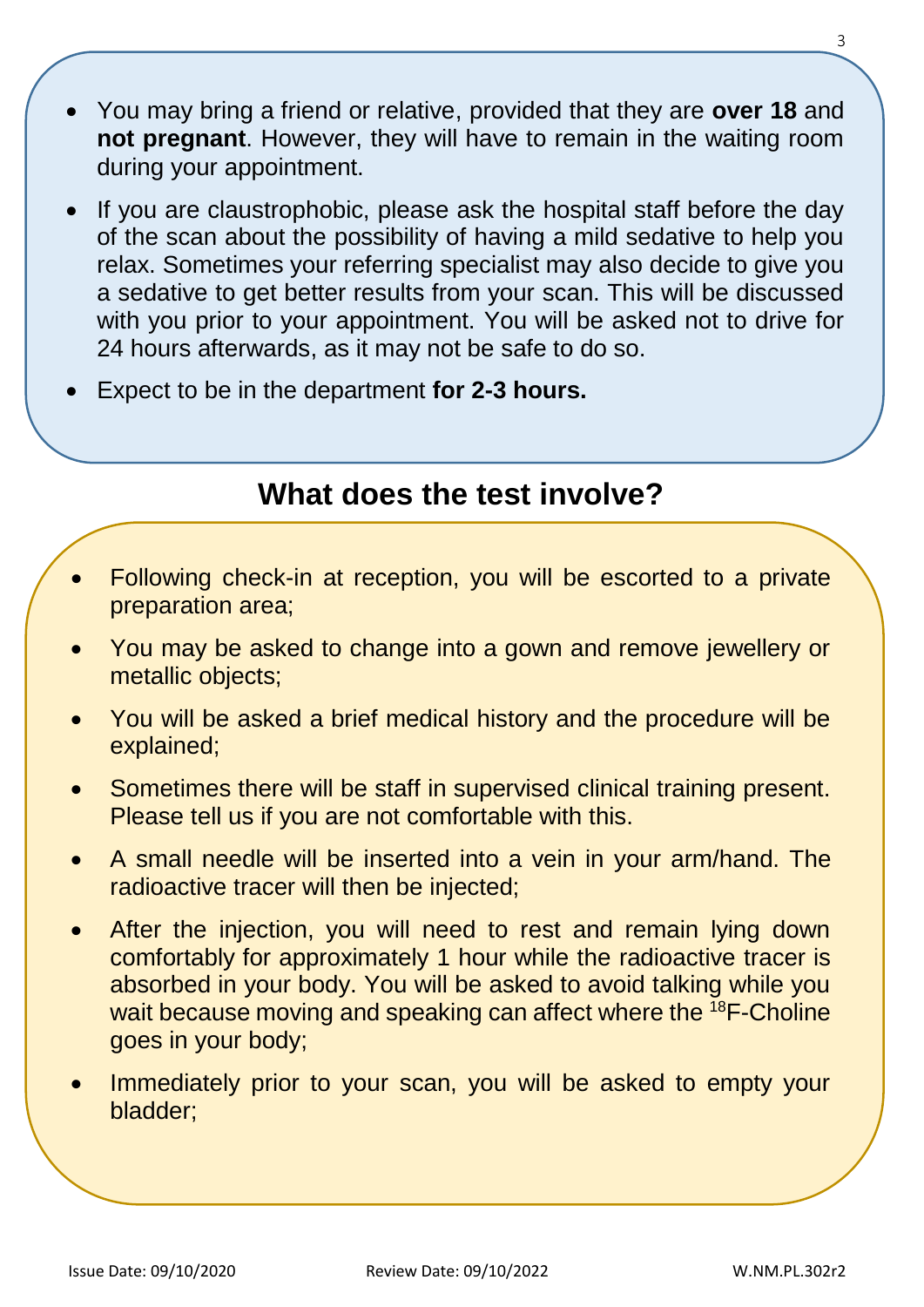- You may bring a friend or relative, provided that they are **over 18** and **not pregnant**. However, they will have to remain in the waiting room during your appointment.
- If you are claustrophobic, please ask the hospital staff before the day of the scan about the possibility of having a mild sedative to help you relax. Sometimes your referring specialist may also decide to give you a sedative to get better results from your scan. This will be discussed with you prior to your appointment. You will be asked not to drive for 24 hours afterwards, as it may not be safe to do so.
- Expect to be in the department **for 2-3 hours.**

## What does the test involve?

- Following check-in at reception, you will be escorted to a private preparation area;
- You may be asked to change into a gown and remove jewellery or metallic objects;
- You will be asked a brief medical history and the procedure will be explained;
- Sometimes there will be staff in supervised clinical training present. Please tell us if you are not comfortable with this.
- A small needle will be inserted into a vein in your arm/hand. The radioactive tracer will then be injected;
- After the injection, you will need to rest and remain lying down comfortably for approximately 1 hour while the radioactive tracer is absorbed in your body. You will be asked to avoid talking while you wait because moving and speaking can affect where the $^{18}$F-Choline goes in your body;
- Immediately prior to your scan, you will be asked to empty your bladder;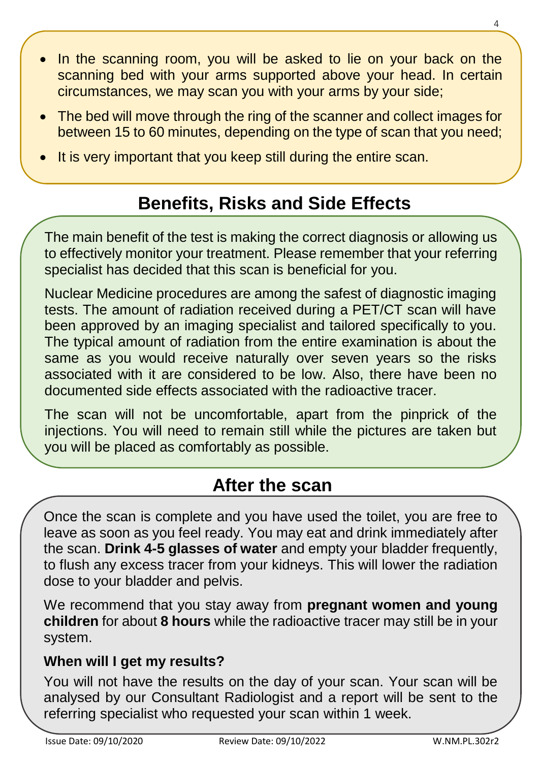- In the scanning room, you will be asked to lie on your back on the scanning bed with your arms supported above your head. In certain circumstances, we may scan you with your arms by your side;
- The bed will move through the ring of the scanner and collect images for between 15 to 60 minutes, depending on the type of scan that you need;
- It is very important that you keep still during the entire scan.

## Benefits, Risks and Side Effects

The main benefit of the test is making the correct diagnosis or allowing us to effectively monitor your treatment. Please remember that your referring specialist has decided that this scan is beneficial for you.

Nuclear Medicine procedures are among the safest of diagnostic imaging tests. The amount of radiation received during a PET/CT scan will have been approved by an imaging specialist and tailored specifically to you. The typical amount of radiation from the entire examination is about the same as you would receive naturally over seven years so the risks associated with it are considered to be low. Also, there have been no documented side effects associated with the radioactive tracer.

The scan will not be uncomfortable, apart from the pinprick of the injections. You will need to remain still while the pictures are taken but you will be placed as comfortably as possible.

## After the scan

Once the scan is complete and you have used the toilet, you are free to leave as soon as you feel ready. You may eat and drink immediately after the scan. **Drink 4-5 glasses of water** and empty your bladder frequently, to flush any excess tracer from your kidneys. This will lower the radiation dose to your bladder and pelvis.

We recommend that you stay away from **pregnant women and young children** for about **8 hours** while the radioactive tracer may still be in your system.

### When will I get my results?

You will not have the results on the day of your scan. Your scan will be analysed by our Consultant Radiologist and a report will be sent to the referring specialist who requested your scan within 1 week.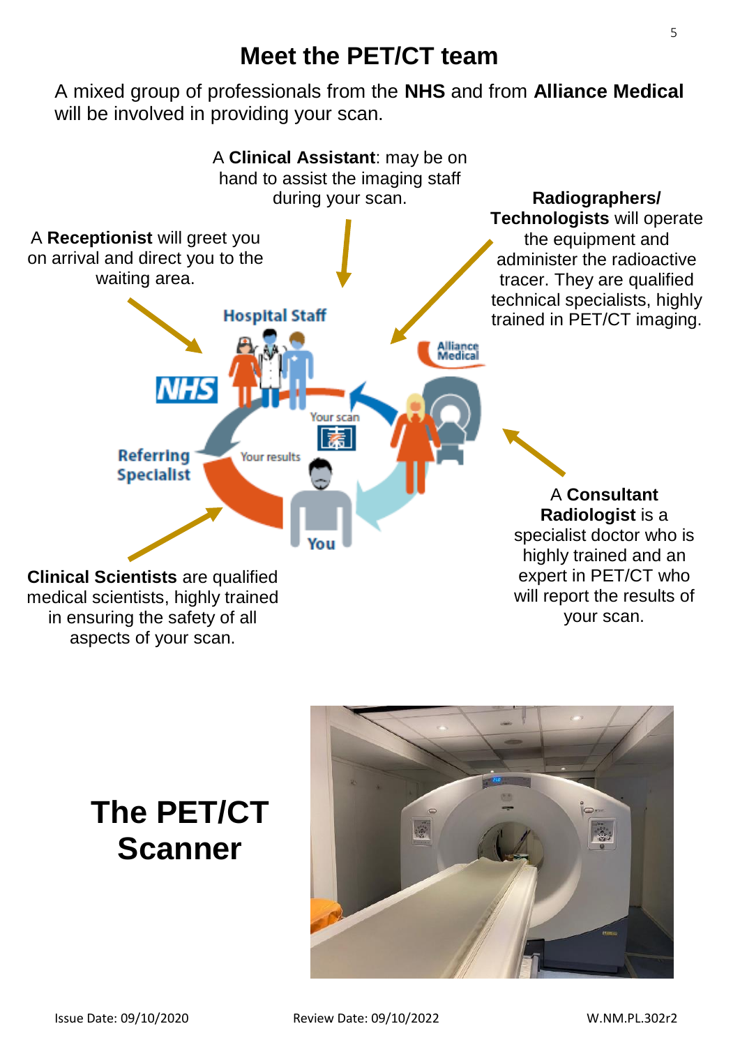# Meet the PET/CT team

A mixed group of professionals from the **NHS** and from **Alliance Medical** will be involved in providing your scan.

A **Clinical Assistant**: may be on hand to assist the imaging staff during your scan.

A **Receptionist** will greet you on arrival and direct you to the waiting area.

**Radiographers/ Technologists** will operate the equipment and administer the radioactive tracer. They are qualified technical specialists, highly trained in PET/CT imaging.

Hospital Staff

NHS

Alliance Medical

Your scan

Referring Specialist

Your results

You

A **Consultant Radiologist** is a specialist doctor who is highly trained and an expert in PET/CT who will report the results of your scan.

**Clinical Scientists** are qualified medical scientists, highly trained in ensuring the safety of all aspects of your scan.

# The PET/CT Scanner

Issue Date: 09/10/2020 Review Date: 09/10/2022 W.NM.PL.302r2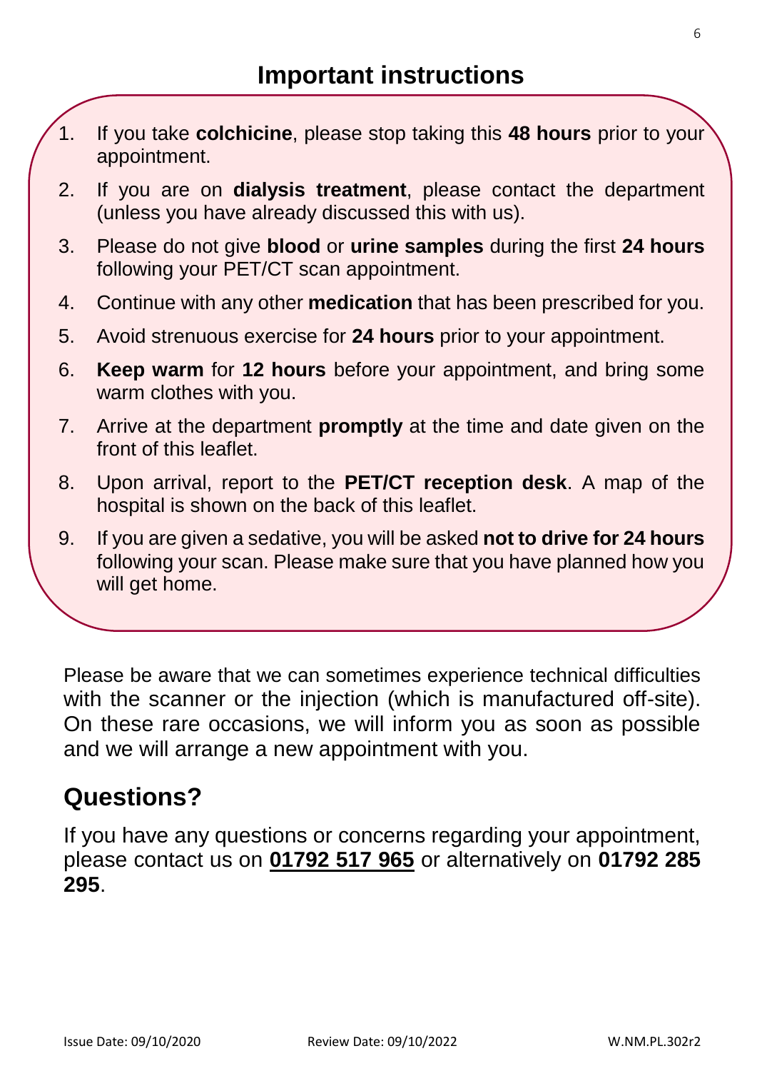## Important instructions

1. If you take **colchicine**, please stop taking this **48 hours** prior to your appointment.
2. If you are on **dialysis treatment**, please contact the department (unless you have already discussed this with us).
3. Please do not give **blood** or **urine samples** during the first **24 hours** following your PET/CT scan appointment.
4. Continue with any other **medication** that has been prescribed for you.
5. Avoid strenuous exercise for **24 hours** prior to your appointment.
6. **Keep warm** for **12 hours** before your appointment, and bring some warm clothes with you.
7. Arrive at the department **promptly** at the time and date given on the front of this leaflet.
8. Upon arrival, report to the **PET/CT reception desk**. A map of the hospital is shown on the back of this leaflet.
9. If you are given a sedative, you will be asked **not to drive for 24 hours** following your scan. Please make sure that you have planned how you will get home.

Please be aware that we can sometimes experience technical difficulties with the scanner or the injection (which is manufactured off-site). On these rare occasions, we will inform you as soon as possible and we will arrange a new appointment with you.

## Questions?

If you have any questions or concerns regarding your appointment, please contact us on **01792 517 965** or alternatively on **01792 285 295**.

Issue Date: 09/10/2020 Review Date: 09/10/2022 W.NM.PL.302r2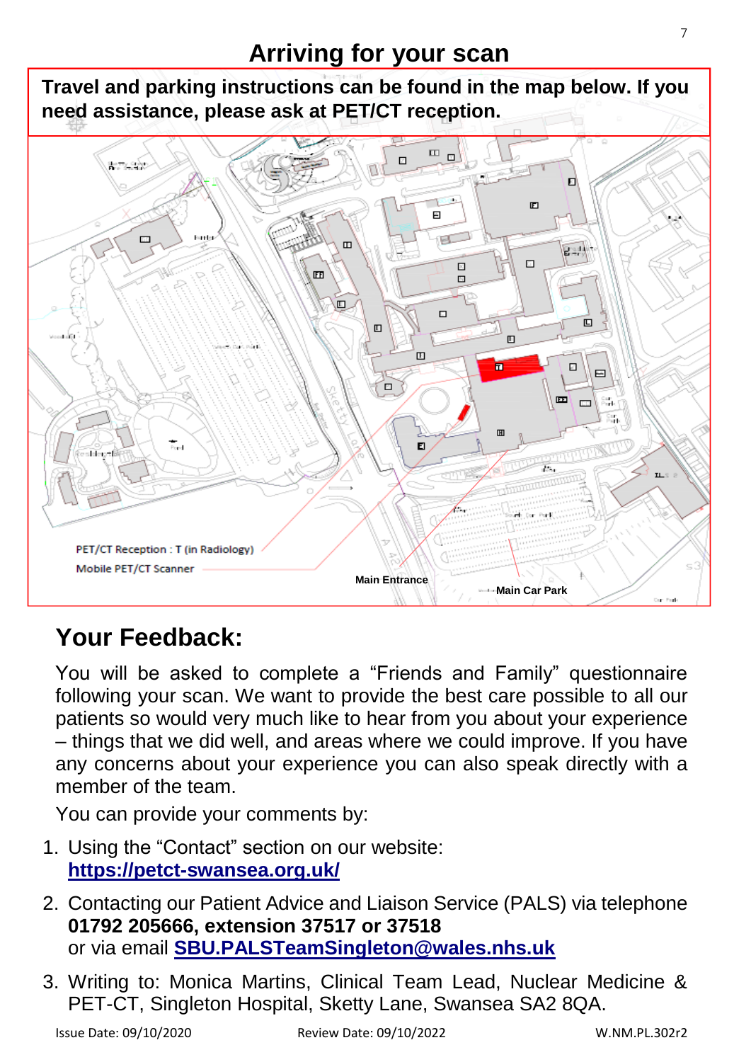# Arriving for your scan

**Travel and parking instructions can be found in the map below. If you need assistance, please ask at PET/CT reception.**

PET/CT Reception : T (in Radiology)

Mobile PET/CT Scanner

**Main Entrance**

**Main Car Park**

## Your Feedback:

You will be asked to complete a "Friends and Family" questionnaire following your scan. We want to provide the best care possible to all our patients so would very much like to hear from you about your experience – things that we did well, and areas where we could improve. If you have any concerns about your experience you can also speak directly with a member of the team.

You can provide your comments by:

1. Using the "Contact" section on our website: **https://petct-swansea.org.uk/**
2. Contacting our Patient Advice and Liaison Service (PALS) via telephone **01792 205666, extension 37517 or 37518** or via email **SBU.PALSTeamSingleton@wales.nhs.uk**
3. Writing to: Monica Martins, Clinical Team Lead, Nuclear Medicine & PET-CT, Singleton Hospital, Sketty Lane, Swansea SA2 8QA.

Issue Date: 09/10/2020 Review Date: 09/10/2022 W.NM.PL.302r2